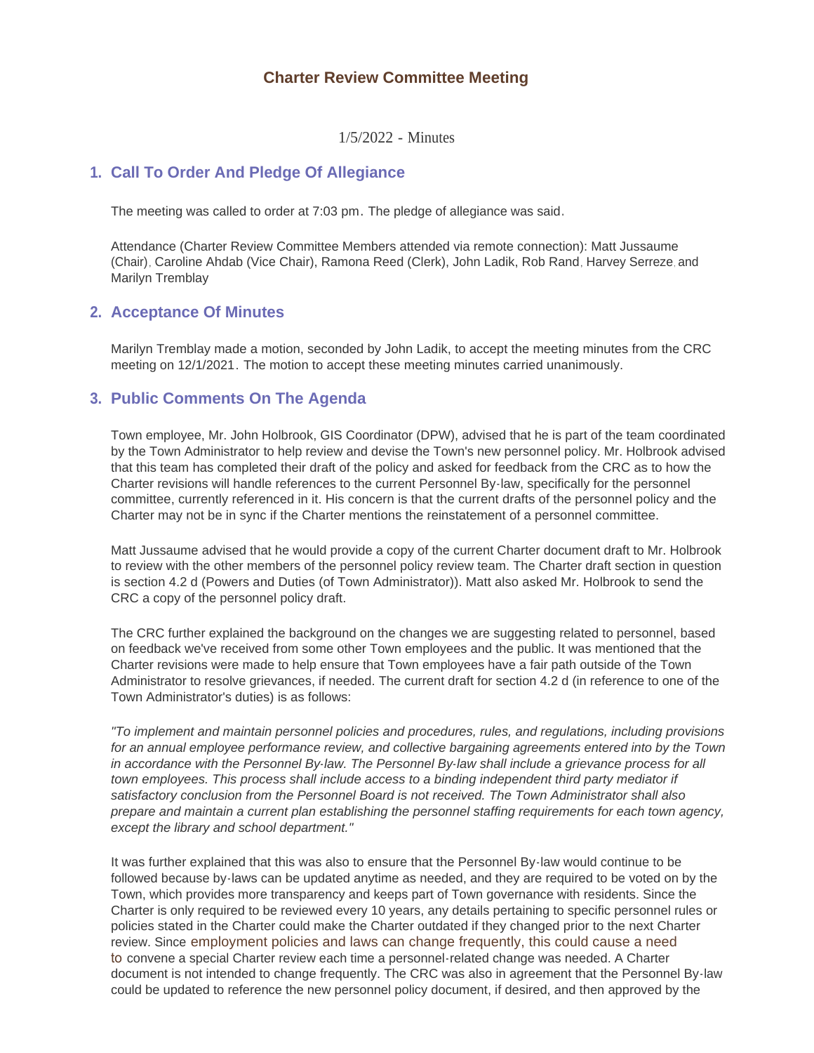# Charter Review Committee Meeting

1/5/2022 - Minutes

## 1. Call To Order And Pledge Of Allegiance

The meeting was called to order at 7:03 pm. The pledge of allegiance was said.

Attendance (Charter Review Committee Members attended via remote connection): Matt Jussaume (Chair), Caroline Ahdab (Vice Chair), Ramona Reed (Clerk), John Ladik, Rob Rand, Harvey Serreze, and Marilyn Tremblay

## 2. Acceptance Of Minutes

Marilyn Tremblay made a motion, seconded by John Ladik, to accept the meeting minutes from the CRC meeting on 12/1/2021. The motion to accept these meeting minutes carried unanimously.

## 3. Public Comments On The Agenda

Town employee, Mr. John Holbrook, GIS Coordinator (DPW), advised that he is part of the team coordinated by the Town Administrator to help review and devise the Town's new personnel policy. Mr. Holbrook advised that this team has completed their draft of the policy and asked for feedback from the CRC as to how the Charter revisions will handle references to the current Personnel By-law, specifically for the personnel committee, currently referenced in it. His concern is that the current drafts of the personnel policy and the Charter may not be in sync if the Charter mentions the reinstatement of a personnel committee.

Matt Jussaume advised that he would provide a copy of the current Charter document draft to Mr. Holbrook to review with the other members of the personnel policy review team. The Charter draft section in question is section 4.2 d (Powers and Duties (of Town Administrator)). Matt also asked Mr. Holbrook to send the CRC a copy of the personnel policy draft.

The CRC further explained the background on the changes we are suggesting related to personnel, based on feedback we've received from some other Town employees and the public. It was mentioned that the Charter revisions were made to help ensure that Town employees have a fair path outside of the Town Administrator to resolve grievances, if needed. The current draft for section 4.2 d (in reference to one of the Town Administrator's duties) is as follows:

*"To implement and maintain personnel policies and procedures, rules, and regulations, including provisions for an annual employee performance review, and collective bargaining agreements entered into by the Town in accordance with the Personnel By-law. The Personnel By-law shall include a grievance process for all town employees. This process shall include access to a binding independent third party mediator if satisfactory conclusion from the Personnel Board is not received. The Town Administrator shall also prepare and maintain a current plan establishing the personnel staffing requirements for each town agency, except the library and school department."*

It was further explained that this was also to ensure that the Personnel By-law would continue to be followed because by-laws can be updated anytime as needed, and they are required to be voted on by the Town, which provides more transparency and keeps part of Town governance with residents. Since the Charter is only required to be reviewed every 10 years, any details pertaining to specific personnel rules or policies stated in the Charter could make the Charter outdated if they changed prior to the next Charter review. Since employment policies and laws can change frequently, this could cause a need to convene a special Charter review each time a personnel-related change was needed. A Charter document is not intended to change frequently. The CRC was also in agreement that the Personnel By-law could be updated to reference the new personnel policy document, if desired, and then approved by the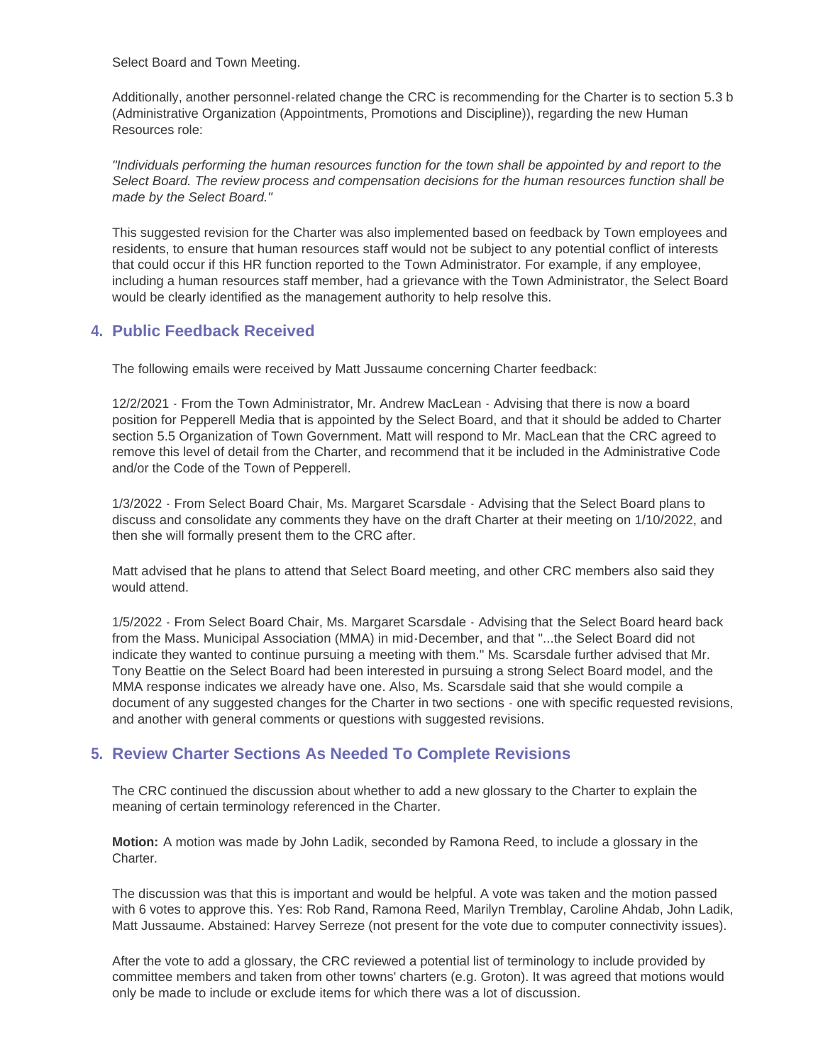Select Board and Town Meeting.

Additionally, another personnel-related change the CRC is recommending for the Charter is to section 5.3 b (Administrative Organization (Appointments, Promotions and Discipline)), regarding the new Human Resources role:

*"Individuals performing the human resources function for the town shall be appointed by and report to the Select Board. The review process and compensation decisions for the human resources function shall be made by the Select Board."*

This suggested revision for the Charter was also implemented based on feedback by Town employees and residents, to ensure that human resources staff would not be subject to any potential conflict of interests that could occur if this HR function reported to the Town Administrator. For example, if any employee, including a human resources staff member, had a grievance with the Town Administrator, the Select Board would be clearly identified as the management authority to help resolve this.

## 4. Public Feedback Received

The following emails were received by Matt Jussaume concerning Charter feedback:

12/2/2021 - From the Town Administrator, Mr. Andrew MacLean - Advising that there is now a board position for Pepperell Media that is appointed by the Select Board, and that it should be added to Charter section 5.5 Organization of Town Government. Matt will respond to Mr. MacLean that the CRC agreed to remove this level of detail from the Charter, and recommend that it be included in the Administrative Code and/or the Code of the Town of Pepperell.

1/3/2022 - From Select Board Chair, Ms. Margaret Scarsdale - Advising that the Select Board plans to discuss and consolidate any comments they have on the draft Charter at their meeting on 1/10/2022, and then she will formally present them to the CRC after.

Matt advised that he plans to attend that Select Board meeting, and other CRC members also said they would attend.

1/5/2022 - From Select Board Chair, Ms. Margaret Scarsdale - Advising that the Select Board heard back from the Mass. Municipal Association (MMA) in mid-December, and that "...the Select Board did not indicate they wanted to continue pursuing a meeting with them." Ms. Scarsdale further advised that Mr. Tony Beattie on the Select Board had been interested in pursuing a strong Select Board model, and the MMA response indicates we already have one. Also, Ms. Scarsdale said that she would compile a document of any suggested changes for the Charter in two sections - one with specific requested revisions, and another with general comments or questions with suggested revisions.

## 5. Review Charter Sections As Needed To Complete Revisions

The CRC continued the discussion about whether to add a new glossary to the Charter to explain the meaning of certain terminology referenced in the Charter.

**Motion:** A motion was made by John Ladik, seconded by Ramona Reed, to include a glossary in the Charter.

The discussion was that this is important and would be helpful. A vote was taken and the motion passed with 6 votes to approve this. Yes: Rob Rand, Ramona Reed, Marilyn Tremblay, Caroline Ahdab, John Ladik, Matt Jussaume. Abstained: Harvey Serreze (not present for the vote due to computer connectivity issues).

After the vote to add a glossary, the CRC reviewed a potential list of terminology to include provided by committee members and taken from other towns' charters (e.g. Groton). It was agreed that motions would only be made to include or exclude items for which there was a lot of discussion.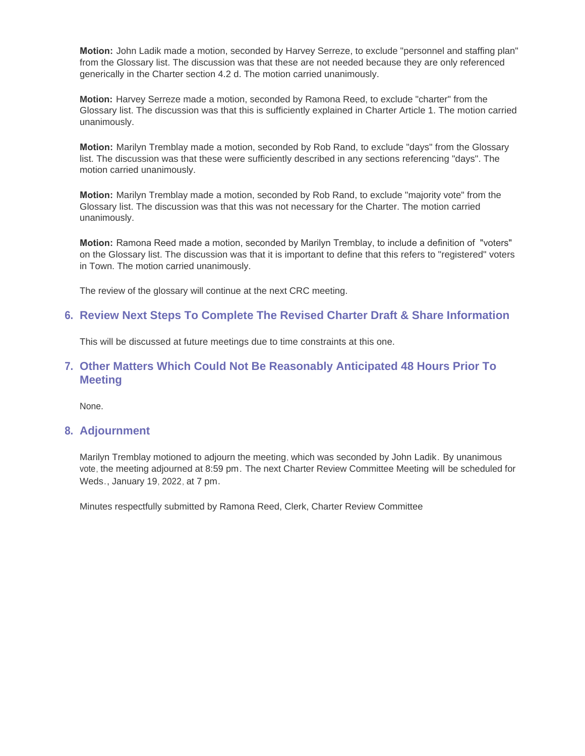**Motion:** John Ladik made a motion, seconded by Harvey Serreze, to exclude "personnel and staffing plan" from the Glossary list. The discussion was that these are not needed because they are only referenced generically in the Charter section 4.2 d. The motion carried unanimously.

**Motion:** Harvey Serreze made a motion, seconded by Ramona Reed, to exclude "charter" from the Glossary list. The discussion was that this is sufficiently explained in Charter Article 1. The motion carried unanimously.

**Motion:** Marilyn Tremblay made a motion, seconded by Rob Rand, to exclude "days" from the Glossary list. The discussion was that these were sufficiently described in any sections referencing "days". The motion carried unanimously.

**Motion:** Marilyn Tremblay made a motion, seconded by Rob Rand, to exclude "majority vote" from the Glossary list. The discussion was that this was not necessary for the Charter. The motion carried unanimously.

**Motion:** Ramona Reed made a motion, seconded by Marilyn Tremblay, to include a definition of "voters" on the Glossary list. The discussion was that it is important to define that this refers to "registered" voters in Town. The motion carried unanimously.

The review of the glossary will continue at the next CRC meeting.

## 6. Review Next Steps To Complete The Revised Charter Draft & Share Information

This will be discussed at future meetings due to time constraints at this one.

## 7. Other Matters Which Could Not Be Reasonably Anticipated 48 Hours Prior To Meeting

None.

## 8. Adjournment

Marilyn Tremblay motioned to adjourn the meeting, which was seconded by John Ladik. By unanimous vote, the meeting adjourned at 8:59 pm. The next Charter Review Committee Meeting will be scheduled for Weds., January 19, 2022, at 7 pm.

Minutes respectfully submitted by Ramona Reed, Clerk, Charter Review Committee